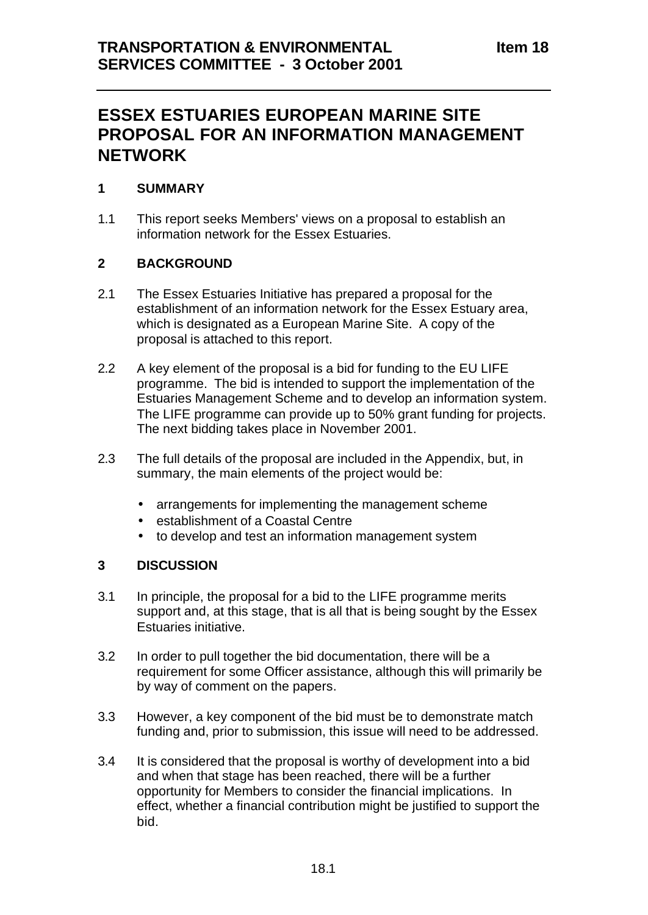**TRANSPORTATION & ENVIRONMENTAL SERVICES COMMITTEE - 3 October 2001** **Item 18**

# ESSEX ESTUARIES EUROPEAN MARINE SITE PROPOSAL FOR AN INFORMATION MANAGEMENT NETWORK

## 1 SUMMARY

1.1 This report seeks Members' views on a proposal to establish an information network for the Essex Estuaries.

## 2 BACKGROUND

2.1 The Essex Estuaries Initiative has prepared a proposal for the establishment of an information network for the Essex Estuary area, which is designated as a European Marine Site. A copy of the proposal is attached to this report.

2.2 A key element of the proposal is a bid for funding to the EU LIFE programme. The bid is intended to support the implementation of the Estuaries Management Scheme and to develop an information system. The LIFE programme can provide up to 50% grant funding for projects. The next bidding takes place in November 2001.

2.3 The full details of the proposal are included in the Appendix, but, in summary, the main elements of the project would be:

- arrangements for implementing the management scheme
- establishment of a Coastal Centre
- to develop and test an information management system

## 3 DISCUSSION

3.1 In principle, the proposal for a bid to the LIFE programme merits support and, at this stage, that is all that is being sought by the Essex Estuaries initiative.

3.2 In order to pull together the bid documentation, there will be a requirement for some Officer assistance, although this will primarily be by way of comment on the papers.

3.3 However, a key component of the bid must be to demonstrate match funding and, prior to submission, this issue will need to be addressed.

3.4 It is considered that the proposal is worthy of development into a bid and when that stage has been reached, there will be a further opportunity for Members to consider the financial implications. In effect, whether a financial contribution might be justified to support the bid.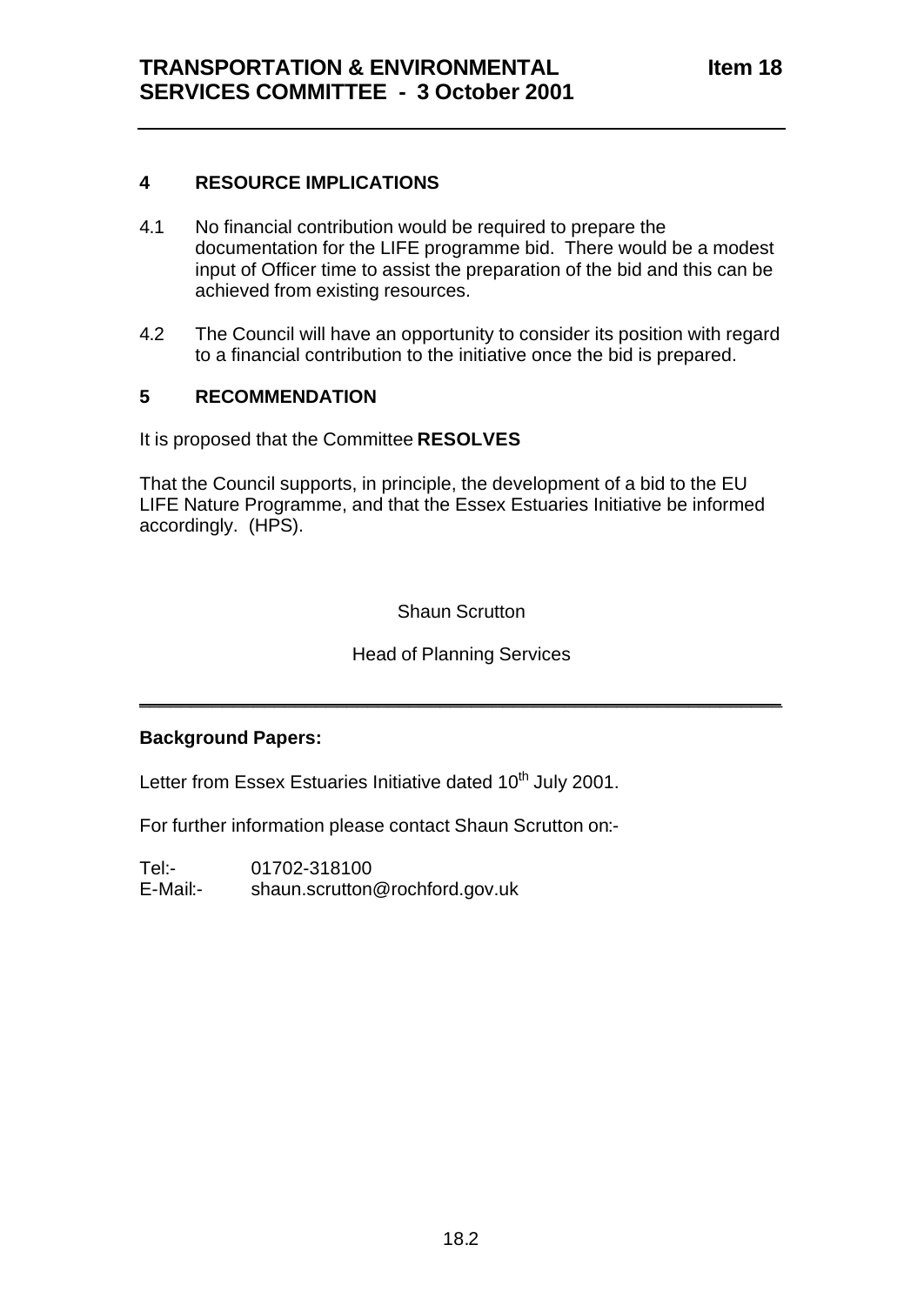## 4 RESOURCE IMPLICATIONS

4.1 No financial contribution would be required to prepare the documentation for the LIFE programme bid. There would be a modest input of Officer time to assist the preparation of the bid and this can be achieved from existing resources.

4.2 The Council will have an opportunity to consider its position with regard to a financial contribution to the initiative once the bid is prepared.

## 5 RECOMMENDATION

It is proposed that the Committee **RESOLVES**

That the Council supports, in principle, the development of a bid to the EU LIFE Nature Programme, and that the Essex Estuaries Initiative be informed accordingly. (HPS).

Shaun Scrutton

Head of Planning Services

---

**Background Papers:**

Letter from Essex Estuaries Initiative dated 10th July 2001.

For further information please contact Shaun Scrutton on:-

Tel:- 01702-318100
E-Mail:- shaun.scrutton@rochford.gov.uk